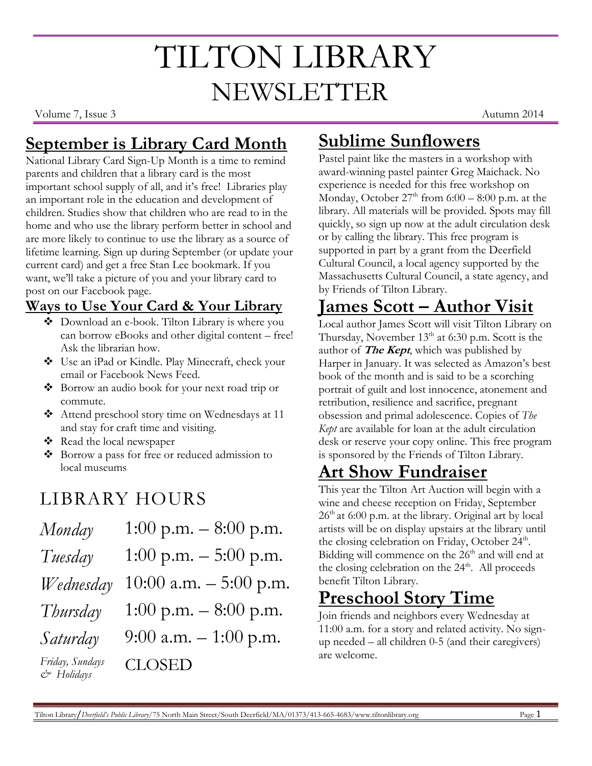# TILTON LIBRARY
## NEWSLETTER

Volume 7, Issue 3 Autumn 2014

## September is Library Card Month

National Library Card Sign-Up Month is a time to remind parents and children that a library card is the most important school supply of all, and it's free! Libraries play an important role in the education and development of children. Studies show that children who are read to in the home and who use the library perform better in school and are more likely to continue to use the library as a source of lifetime learning. Sign up during September (or update your current card) and get a free Stan Lee bookmark. If you want, we'll take a picture of you and your library card to post on our Facebook page.

### Ways to Use Your Card & Your Library

- Download an e-book. Tilton Library is where you can borrow eBooks and other digital content – free! Ask the librarian how.
- Use an iPad or Kindle. Play Minecraft, check your email or Facebook News Feed.
- Borrow an audio book for your next road trip or commute.
- Attend preschool story time on Wednesdays at 11 and stay for craft time and visiting.
- Read the local newspaper
- Borrow a pass for free or reduced admission to local museums

## LIBRARY HOURS

| | |
|---|---|
| *Monday* | 1:00 p.m. – 8:00 p.m. |
| *Tuesday* | 1:00 p.m. – 5:00 p.m. |
| *Wednesday* | 10:00 a.m. – 5:00 p.m. |
| *Thursday* | 1:00 p.m. – 8:00 p.m. |
| *Saturday* | 9:00 a.m. – 1:00 p.m. |
| *Friday, Sundays & Holidays* | CLOSED |

## Sublime Sunflowers

Pastel paint like the masters in a workshop with award-winning pastel painter Greg Maichack. No experience is needed for this free workshop on Monday, October 27th from 6:00 – 8:00 p.m. at the library. All materials will be provided. Spots may fill quickly, so sign up now at the adult circulation desk or by calling the library. This free program is supported in part by a grant from the Deerfield Cultural Council, a local agency supported by the Massachusetts Cultural Council, a state agency, and by Friends of Tilton Library.

## James Scott – Author Visit

Local author James Scott will visit Tilton Library on Thursday, November 13th at 6:30 p.m. Scott is the author of ***The Kept***, which was published by Harper in January. It was selected as Amazon's best book of the month and is said to be a scorching portrait of guilt and lost innocence, atonement and retribution, resilience and sacrifice, pregnant obsession and primal adolescence. Copies of *The Kept* are available for loan at the adult circulation desk or reserve your copy online. This free program is sponsored by the Friends of Tilton Library.

## Art Show Fundraiser

This year the Tilton Art Auction will begin with a wine and cheese reception on Friday, September 26th at 6:00 p.m. at the library. Original art by local artists will be on display upstairs at the library until the closing celebration on Friday, October 24th. Bidding will commence on the 26th and will end at the closing celebration on the 24th. All proceeds benefit Tilton Library.

## Preschool Story Time

Join friends and neighbors every Wednesday at 11:00 a.m. for a story and related activity. No sign-up needed – all children 0-5 (and their caregivers) are welcome.

Tilton Library/*Deerfield's Public Library*/75 North Main Street/South Deerfield/MA/01373/413-665-4683/www.tiltonlibrary.org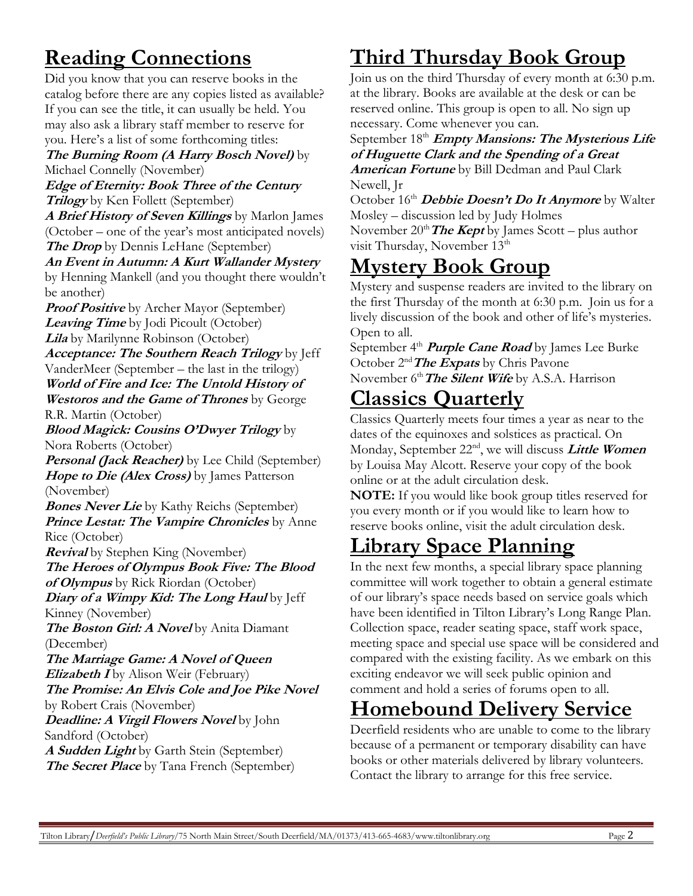## Reading Connections

Did you know that you can reserve books in the catalog before there are any copies listed as available? If you can see the title, it can usually be held. You may also ask a library staff member to reserve for you. Here's a list of some forthcoming titles:

***The Burning Room (A Harry Bosch Novel)*** by Michael Connelly (November)

***Edge of Eternity: Book Three of the Century Trilogy*** by Ken Follett (September)

***A Brief History of Seven Killings*** by Marlon James (October – one of the year's most anticipated novels)

***The Drop*** by Dennis LeHane (September)

***An Event in Autumn: A Kurt Wallander Mystery*** by Henning Mankell (and you thought there wouldn't be another)

***Proof Positive*** by Archer Mayor (September)

***Leaving Time*** by Jodi Picoult (October)

***Lila*** by Marilynne Robinson (October)

***Acceptance: The Southern Reach Trilogy*** by Jeff VanderMeer (September – the last in the trilogy)

***World of Fire and Ice: The Untold History of Westoros and the Game of Thrones*** by George R.R. Martin (October)

***Blood Magick: Cousins O'Dwyer Trilogy*** by Nora Roberts (October)

***Personal (Jack Reacher)*** by Lee Child (September)

***Hope to Die (Alex Cross)*** by James Patterson (November)

***Bones Never Lie*** by Kathy Reichs (September)

***Prince Lestat: The Vampire Chronicles*** by Anne Rice (October)

***Revival*** by Stephen King (November)

***The Heroes of Olympus Book Five: The Blood of Olympus*** by Rick Riordan (October)

***Diary of a Wimpy Kid: The Long Haul*** by Jeff Kinney (November)

***The Boston Girl: A Novel*** by Anita Diamant (December)

***The Marriage Game: A Novel of Queen Elizabeth I*** by Alison Weir (February)

***The Promise: An Elvis Cole and Joe Pike Novel*** by Robert Crais (November)

***Deadline: A Virgil Flowers Novel*** by John Sandford (October)

***A Sudden Light*** by Garth Stein (September)

***The Secret Place*** by Tana French (September)

## Third Thursday Book Group

Join us on the third Thursday of every month at 6:30 p.m. at the library. Books are available at the desk or can be reserved online. This group is open to all. No sign up necessary. Come whenever you can.

September 18th ***Empty Mansions: The Mysterious Life of Huguette Clark and the Spending of a Great American Fortune*** by Bill Dedman and Paul Clark Newell, Jr

October 16th ***Debbie Doesn't Do It Anymore*** by Walter Mosley – discussion led by Judy Holmes

November 20th ***The Kept*** by James Scott – plus author visit Thursday, November 13th

## Mystery Book Group

Mystery and suspense readers are invited to the library on the first Thursday of the month at 6:30 p.m. Join us for a lively discussion of the book and other of life's mysteries. Open to all.

September 4th ***Purple Cane Road*** by James Lee Burke

October 2nd ***The Expats*** by Chris Pavone

November 6th ***The Silent Wife*** by A.S.A. Harrison

## Classics Quarterly

Classics Quarterly meets four times a year as near to the dates of the equinoxes and solstices as practical. On Monday, September 22nd, we will discuss ***Little Women*** by Louisa May Alcott. Reserve your copy of the book online or at the adult circulation desk.

**NOTE:** If you would like book group titles reserved for you every month or if you would like to learn how to reserve books online, visit the adult circulation desk.

## Library Space Planning

In the next few months, a special library space planning committee will work together to obtain a general estimate of our library's space needs based on service goals which have been identified in Tilton Library's Long Range Plan. Collection space, reader seating space, staff work space, meeting space and special use space will be considered and compared with the existing facility. As we embark on this exciting endeavor we will seek public opinion and comment and hold a series of forums open to all.

## Homebound Delivery Service

Deerfield residents who are unable to come to the library because of a permanent or temporary disability can have books or other materials delivered by library volunteers. Contact the library to arrange for this free service.